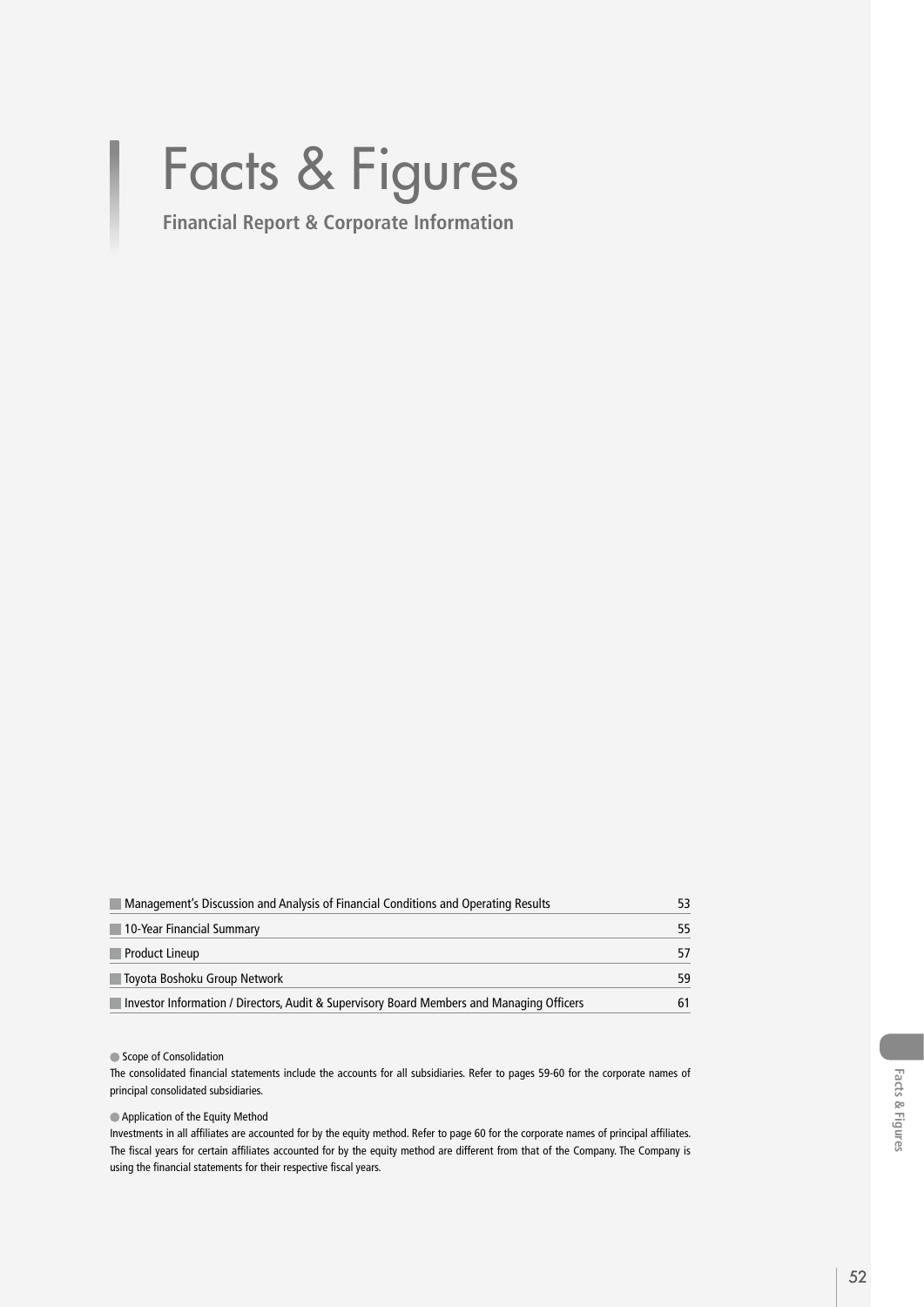# Facts & Figures

**Financial Report & Corporate Information**

| | |
|---|---|
| Management's Discussion and Analysis of Financial Conditions and Operating Results | 53 |
| 10-Year Financial Summary | 55 |
| Product Lineup | 57 |
| Toyota Boshoku Group Network | 59 |
| Investor Information / Directors, Audit & Supervisory Board Members and Managing Officers | 61 |

● Scope of Consolidation

The consolidated financial statements include the accounts for all subsidiaries. Refer to pages 59-60 for the corporate names of principal consolidated subsidiaries.

● Application of the Equity Method

Investments in all affiliates are accounted for by the equity method. Refer to page 60 for the corporate names of principal affiliates. The fiscal years for certain affiliates accounted for by the equity method are different from that of the Company. The Company is using the financial statements for their respective fiscal years.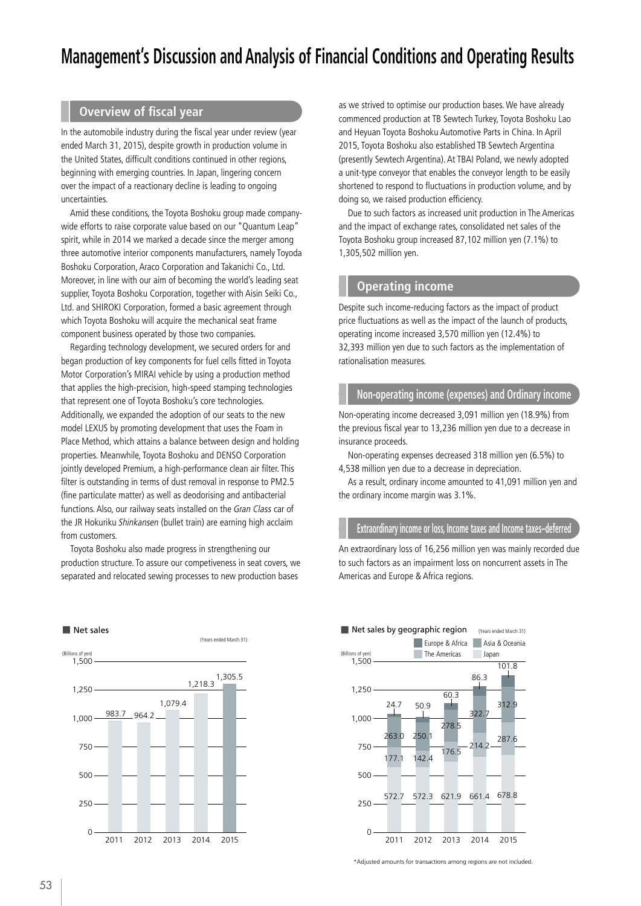# Management's Discussion and Analysis of Financial Conditions and Operating Results

## Overview of fiscal year

In the automobile industry during the fiscal year under review (year ended March 31, 2015), despite growth in production volume in the United States, difficult conditions continued in other regions, beginning with emerging countries. In Japan, lingering concern over the impact of a reactionary decline is leading to ongoing uncertainties.

Amid these conditions, the Toyota Boshoku group made company-wide efforts to raise corporate value based on our "Quantum Leap" spirit, while in 2014 we marked a decade since the merger among three automotive interior components manufacturers, namely Toyoda Boshoku Corporation, Araco Corporation and Takanichi Co., Ltd. Moreover, in line with our aim of becoming the world's leading seat supplier, Toyota Boshoku Corporation, together with Aisin Seiki Co., Ltd. and SHIROKI Corporation, formed a basic agreement through which Toyota Boshoku will acquire the mechanical seat frame component business operated by those two companies.

Regarding technology development, we secured orders for and began production of key components for fuel cells fitted in Toyota Motor Corporation's MIRAI vehicle by using a production method that applies the high-precision, high-speed stamping technologies that represent one of Toyota Boshoku's core technologies. Additionally, we expanded the adoption of our seats to the new model LEXUS by promoting development that uses the Foam in Place Method, which attains a balance between design and holding properties. Meanwhile, Toyota Boshoku and DENSO Corporation jointly developed Premium, a high-performance clean air filter. This filter is outstanding in terms of dust removal in response to PM2.5 (fine particulate matter) as well as deodorising and antibacterial functions. Also, our railway seats installed on the *Gran Class* car of the JR Hokuriku *Shinkansen* (bullet train) are earning high acclaim from customers.

Toyota Boshoku also made progress in strengthening our production structure. To assure our competitiveness in seat covers, we separated and relocated sewing processes to new production bases as we strived to optimise our production bases. We have already commenced production at TB Sewtech Turkey, Toyota Boshoku Lao and Heyuan Toyota Boshoku Automotive Parts in China. In April 2015, Toyota Boshoku also established TB Sewtech Argentina (presently Sewtech Argentina). At TBAI Poland, we newly adopted a unit-type conveyor that enables the conveyor length to be easily shortened to respond to fluctuations in production volume, and by doing so, we raised production efficiency.

Due to such factors as increased unit production in The Americas and the impact of exchange rates, consolidated net sales of the Toyota Boshoku group increased 87,102 million yen (7.1%) to 1,305,502 million yen.

## Operating income

Despite such income-reducing factors as the impact of product price fluctuations as well as the impact of the launch of products, operating income increased 3,570 million yen (12.4%) to 32,393 million yen due to such factors as the implementation of rationalisation measures.

## Non-operating income (expenses) and Ordinary income

Non-operating income decreased 3,091 million yen (18.9%) from the previous fiscal year to 13,236 million yen due to a decrease in insurance proceeds.

Non-operating expenses decreased 318 million yen (6.5%) to 4,538 million yen due to a decrease in depreciation.

As a result, ordinary income amounted to 41,091 million yen and the ordinary income margin was 3.1%.

## Extraordinary income or loss, Income taxes and Income taxes–deferred

An extraordinary loss of 16,256 million yen was mainly recorded due to such factors as an impairment loss on noncurrent assets in The Americas and Europe & Africa regions.

**Net sales** (Billions of yen) (Years ended March 31)

| Year | 2011 | 2012 | 2013 | 2014 | 2015 |
|---|---|---|---|---|---|
| Net sales | 983.7 | 964.2 | 1,079.4 | 1,218.3 | 1,305.5 |

**Net sales by geographic region** (Billions of yen) (Years ended March 31)

| Region | 2011 | 2012 | 2013 | 2014 | 2015 |
|---|---|---|---|---|---|
| Europe & Africa | 24.7 | 50.9 | 60.3 | 86.3 | 101.8 |
| Asia & Oceania | 263.0 | 250.1 | 278.5 | 322.7 | 312.9 |
| The Americas | 177.1 | 142.4 | 176.5 | 214.2 | 287.6 |
| Japan | 572.7 | 572.3 | 621.9 | 661.4 | 678.8 |

*Adjusted amounts for transactions among regions are not included.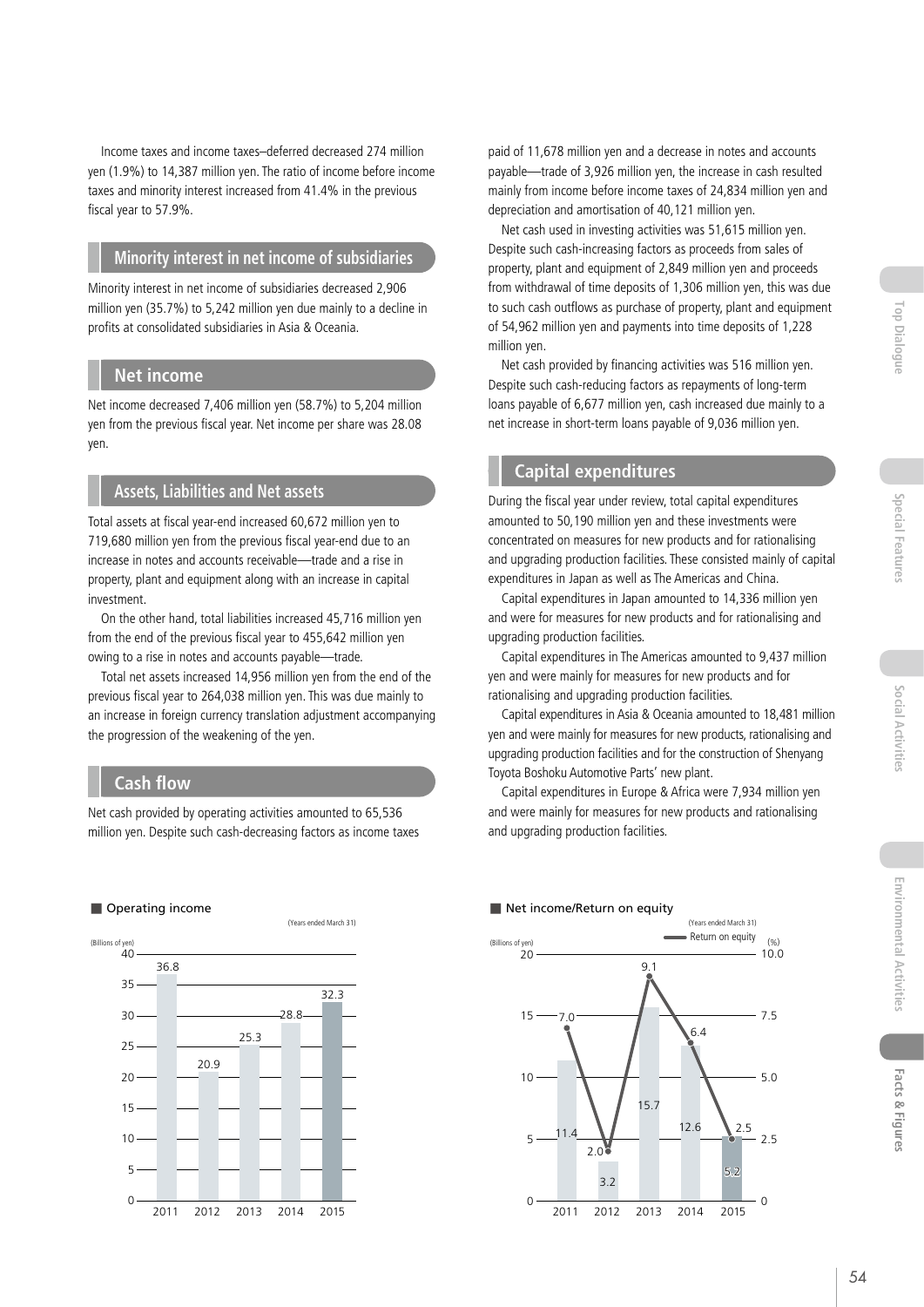Income taxes and income taxes–deferred decreased 274 million yen (1.9%) to 14,387 million yen. The ratio of income before income taxes and minority interest increased from 41.4% in the previous fiscal year to 57.9%.

## Minority interest in net income of subsidiaries

Minority interest in net income of subsidiaries decreased 2,906 million yen (35.7%) to 5,242 million yen due mainly to a decline in profits at consolidated subsidiaries in Asia & Oceania.

## Net income

Net income decreased 7,406 million yen (58.7%) to 5,204 million yen from the previous fiscal year. Net income per share was 28.08 yen.

## Assets, Liabilities and Net assets

Total assets at fiscal year-end increased 60,672 million yen to 719,680 million yen from the previous fiscal year-end due to an increase in notes and accounts receivable—trade and a rise in property, plant and equipment along with an increase in capital investment.

On the other hand, total liabilities increased 45,716 million yen from the end of the previous fiscal year to 455,642 million yen owing to a rise in notes and accounts payable—trade.

Total net assets increased 14,956 million yen from the end of the previous fiscal year to 264,038 million yen. This was due mainly to an increase in foreign currency translation adjustment accompanying the progression of the weakening of the yen.

## Cash flow

Net cash provided by operating activities amounted to 65,536 million yen. Despite such cash-decreasing factors as income taxes paid of 11,678 million yen and a decrease in notes and accounts payable—trade of 3,926 million yen, the increase in cash resulted mainly from income before income taxes of 24,834 million yen and depreciation and amortisation of 40,121 million yen.

Net cash used in investing activities was 51,615 million yen. Despite such cash-increasing factors as proceeds from sales of property, plant and equipment of 2,849 million yen and proceeds from withdrawal of time deposits of 1,306 million yen, this was due to such cash outflows as purchase of property, plant and equipment of 54,962 million yen and payments into time deposits of 1,228 million yen.

Net cash provided by financing activities was 516 million yen. Despite such cash-reducing factors as repayments of long-term loans payable of 6,677 million yen, cash increased due mainly to a net increase in short-term loans payable of 9,036 million yen.

## Capital expenditures

During the fiscal year under review, total capital expenditures amounted to 50,190 million yen and these investments were concentrated on measures for new products and for rationalising and upgrading production facilities. These consisted mainly of capital expenditures in Japan as well as The Americas and China.

Capital expenditures in Japan amounted to 14,336 million yen and were for measures for new products and for rationalising and upgrading production facilities.

Capital expenditures in The Americas amounted to 9,437 million yen and were mainly for measures for new products and for rationalising and upgrading production facilities.

Capital expenditures in Asia & Oceania amounted to 18,481 million yen and were mainly for measures for new products, rationalising and upgrading production facilities and for the construction of Shenyang Toyota Boshoku Automotive Parts' new plant.

Capital expenditures in Europe & Africa were 7,934 million yen and were mainly for measures for new products and rationalising and upgrading production facilities.

■ Operating income

(Years ended March 31)

| Year | Operating income (Billions of yen) |
|---|---|
| 2011 | 36.8 |
| 2012 | 20.9 |
| 2013 | 25.3 |
| 2014 | 28.8 |
| 2015 | 32.3 |

■ Net income/Return on equity

(Years ended March 31)

| Year | Net income (Billions of yen) | Return on equity (%) |
|---|---|---|
| 2011 | 11.4 | 7.0 |
| 2012 | 3.2 | 2.0 |
| 2013 | 15.7 | 9.1 |
| 2014 | 12.6 | 6.4 |
| 2015 | 5.2 | 2.5 |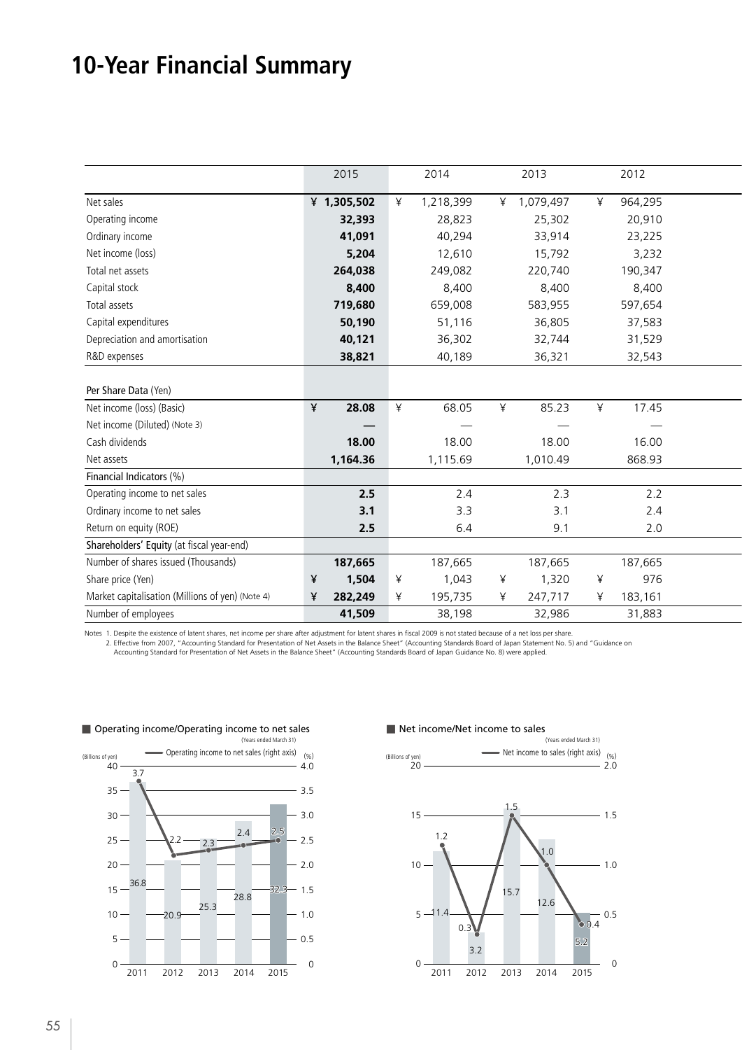# 10-Year Financial Summary

| | 2015 | 2014 | 2013 | 2012 |
|---|---|---|---|---|
| Net sales | ¥ **1,305,502** | ¥ 1,218,399 | ¥ 1,079,497 | ¥ 964,295 |
| Operating income | **32,393** | 28,823 | 25,302 | 20,910 |
| Ordinary income | **41,091** | 40,294 | 33,914 | 23,225 |
| Net income (loss) | **5,204** | 12,610 | 15,792 | 3,232 |
| Total net assets | **264,038** | 249,082 | 220,740 | 190,347 |
| Capital stock | **8,400** | 8,400 | 8,400 | 8,400 |
| Total assets | **719,680** | 659,008 | 583,955 | 597,654 |
| Capital expenditures | **50,190** | 51,116 | 36,805 | 37,583 |
| Depreciation and amortisation | **40,121** | 36,302 | 32,744 | 31,529 |
| R&D expenses | **38,821** | 40,189 | 36,321 | 32,543 |
| **Per Share Data** (Yen) | | | | |
| Net income (loss) (Basic) | ¥ **28.08** | ¥ 68.05 | ¥ 85.23 | ¥ 17.45 |
| Net income (Diluted) (Note 3) | **—** | — | — | — |
| Cash dividends | **18.00** | 18.00 | 18.00 | 16.00 |
| Net assets | **1,164.36** | 1,115.69 | 1,010.49 | 868.93 |
| **Financial Indicators** (%) | | | | |
| Operating income to net sales | **2.5** | 2.4 | 2.3 | 2.2 |
| Ordinary income to net sales | **3.1** | 3.3 | 3.1 | 2.4 |
| Return on equity (ROE) | **2.5** | 6.4 | 9.1 | 2.0 |
| **Shareholders' Equity** (at fiscal year-end) | | | | |
| Number of shares issued (Thousands) | **187,665** | 187,665 | 187,665 | 187,665 |
| Share price (Yen) | ¥ **1,504** | ¥ 1,043 | ¥ 1,320 | ¥ 976 |
| Market capitalisation (Millions of yen) (Note 4) | ¥ **282,249** | ¥ 195,735 | ¥ 247,717 | ¥ 183,161 |
| Number of employees | **41,509** | 38,198 | 32,986 | 31,883 |

Notes 1. Despite the existence of latent shares, net income per share after adjustment for latent shares in fiscal 2009 is not stated because of a net loss per share.
2. Effective from 2007, "Accounting Standard for Presentation of Net Assets in the Balance Sheet" (Accounting Standards Board of Japan Statement No. 5) and "Guidance on Accounting Standard for Presentation of Net Assets in the Balance Sheet" (Accounting Standards Board of Japan Guidance No. 8) were applied.

■ Operating income/Operating income to net sales
(Years ended March 31)

| | 2011 | 2012 | 2013 | 2014 | 2015 |
|---|---|---|---|---|---|
| Operating income (Billions of yen) | 36.8 | 20.9 | 25.3 | 28.8 | 32.3 |
| Operating income to net sales (%) (right axis) | 3.7 | 2.2 | 2.3 | 2.4 | 2.5 |

■ Net income/Net income to sales
(Years ended March 31)

| | 2011 | 2012 | 2013 | 2014 | 2015 |
|---|---|---|---|---|---|
| Net income (Billions of yen) | 11.4 | 3.2 | 15.7 | 12.6 | 5.2 |
| Net income to sales (%) (right axis) | 1.2 | 0.3 | 1.5 | 1.0 | 0.4 |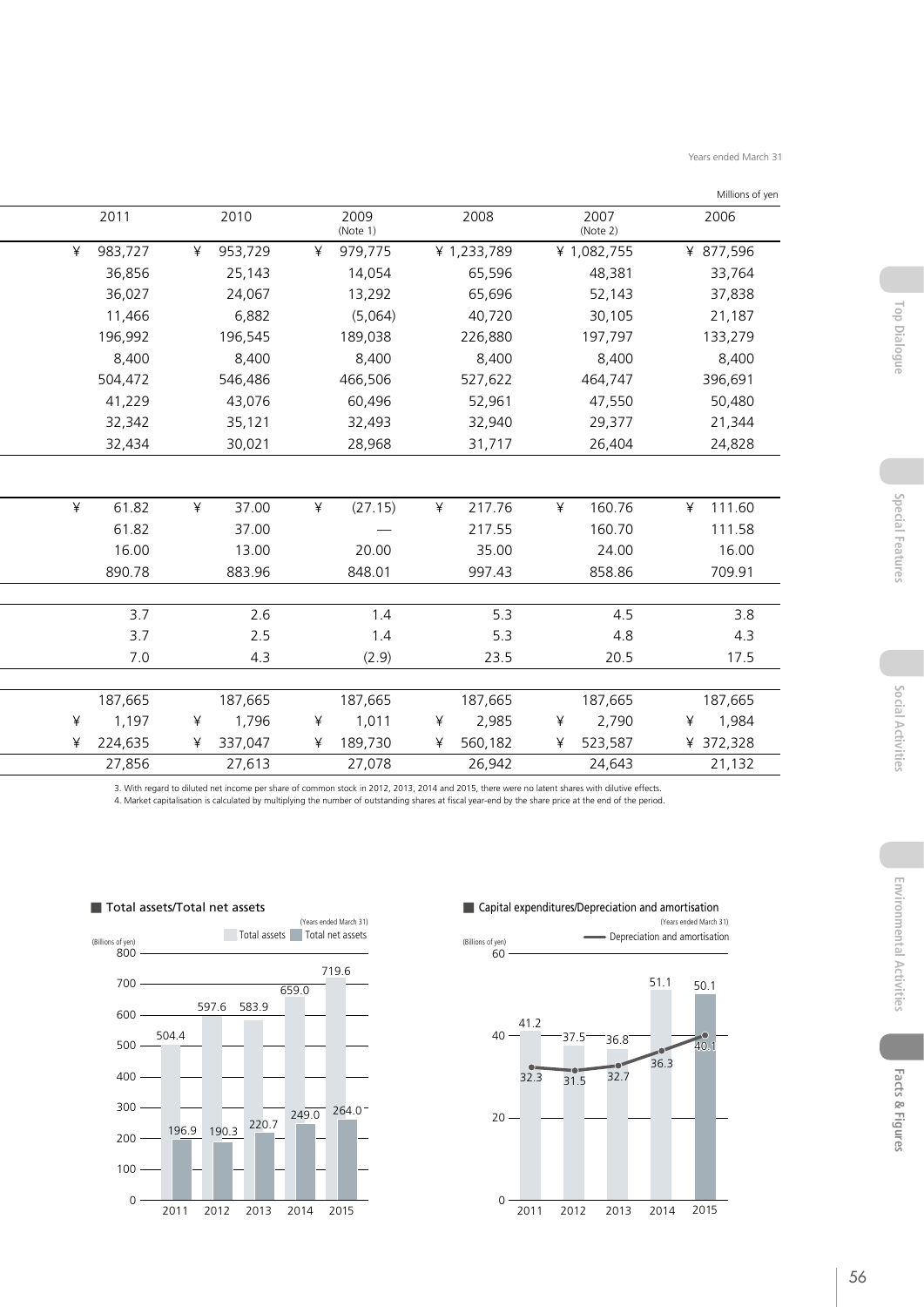Years ended March 31

Millions of yen

| 2011 | 2010 | 2009 (Note 1) | 2008 | 2007 (Note 2) | 2006 |
|---|---|---|---|---|---|
| ¥ 983,727 | ¥ 953,729 | ¥ 979,775 | ¥ 1,233,789 | ¥ 1,082,755 | ¥ 877,596 |
| 36,856 | 25,143 | 14,054 | 65,596 | 48,381 | 33,764 |
| 36,027 | 24,067 | 13,292 | 65,696 | 52,143 | 37,838 |
| 11,466 | 6,882 | (5,064) | 40,720 | 30,105 | 21,187 |
| 196,992 | 196,545 | 189,038 | 226,880 | 197,797 | 133,279 |
| 8,400 | 8,400 | 8,400 | 8,400 | 8,400 | 8,400 |
| 504,472 | 546,486 | 466,506 | 527,622 | 464,747 | 396,691 |
| 41,229 | 43,076 | 60,496 | 52,961 | 47,550 | 50,480 |
| 32,342 | 35,121 | 32,493 | 32,940 | 29,377 | 21,344 |
| 32,434 | 30,021 | 28,968 | 31,717 | 26,404 | 24,828 |
| | | | | | |
| ¥ 61.82 | ¥ 37.00 | ¥ (27.15) | ¥ 217.76 | ¥ 160.76 | ¥ 111.60 |
| 61.82 | 37.00 | — | 217.55 | 160.70 | 111.58 |
| 16.00 | 13.00 | 20.00 | 35.00 | 24.00 | 16.00 |
| 890.78 | 883.96 | 848.01 | 997.43 | 858.86 | 709.91 |
| | | | | | |
| 3.7 | 2.6 | 1.4 | 5.3 | 4.5 | 3.8 |
| 3.7 | 2.5 | 1.4 | 5.3 | 4.8 | 4.3 |
| 7.0 | 4.3 | (2.9) | 23.5 | 20.5 | 17.5 |
| | | | | | |
| 187,665 | 187,665 | 187,665 | 187,665 | 187,665 | 187,665 |
| ¥ 1,197 | ¥ 1,796 | ¥ 1,011 | ¥ 2,985 | ¥ 2,790 | ¥ 1,984 |
| ¥ 224,635 | ¥ 337,047 | ¥ 189,730 | ¥ 560,182 | ¥ 523,587 | ¥ 372,328 |
| 27,856 | 27,613 | 27,078 | 26,942 | 24,643 | 21,132 |

3. With regard to diluted net income per share of common stock in 2012, 2013, 2014 and 2015, there were no latent shares with dilutive effects.
4. Market capitalisation is calculated by multiplying the number of outstanding shares at fiscal year-end by the share price at the end of the period.

■ Total assets/Total net assets

(Years ended March 31)
(Billions of yen)
Total assets / Total net assets
800
700
600
500
400
300
200
100
0
504.4, 196.9 (2011)
597.6, 190.3 (2012)
583.9, 220.7 (2013)
659.0, 249.0 (2014)
719.6, 264.0 (2015)

■ Capital expenditures/Depreciation and amortisation

(Years ended March 31)
(Billions of yen)
Depreciation and amortisation
60
40
20
0
41.2, 32.3 (2011)
37.5, 31.5 (2012)
36.8, 32.7 (2013)
51.1, 36.3 (2014)
50.1, 40.1 (2015)